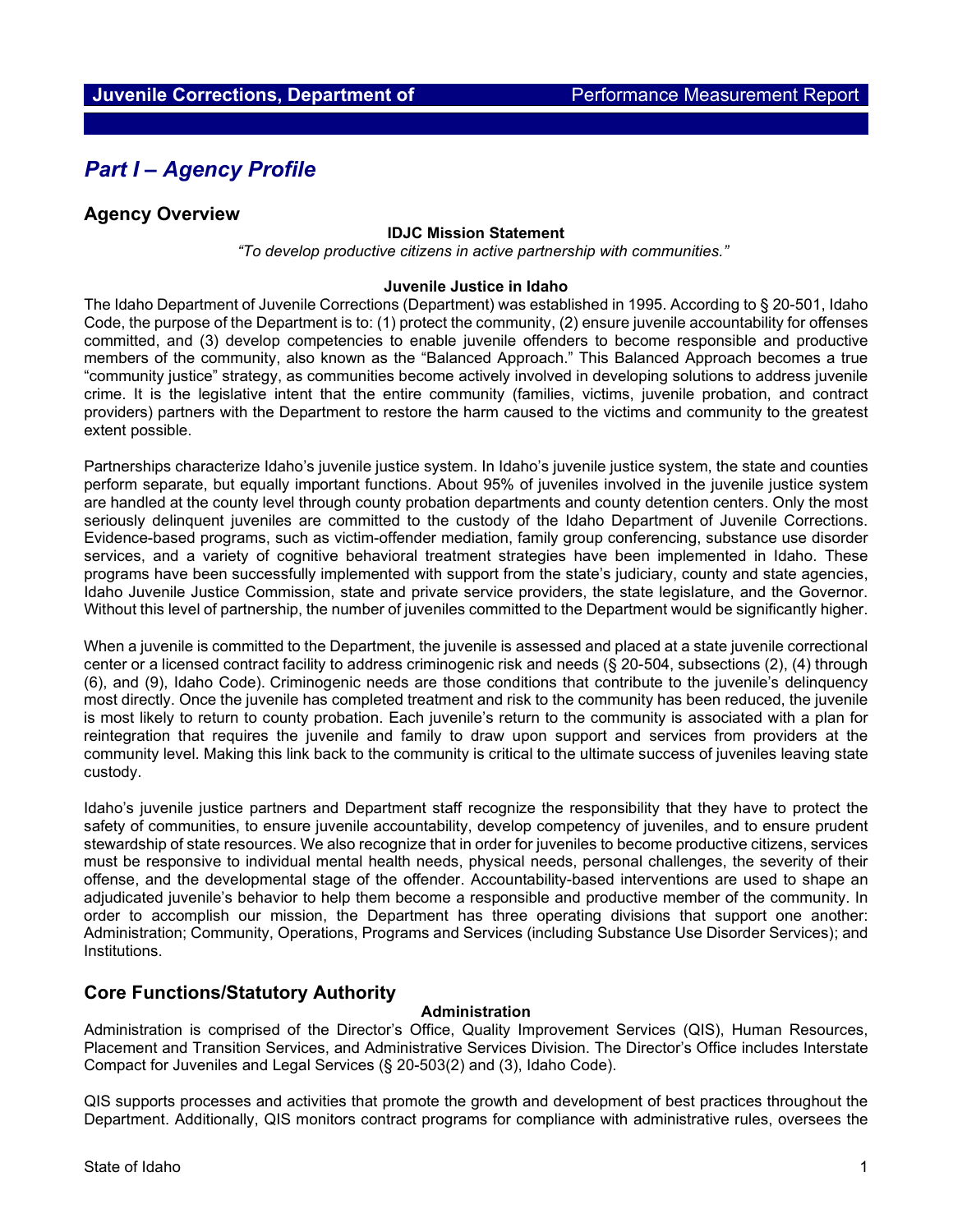# Juvenile Corrections, Department of — Performance Measurement Report

## *Part I – Agency Profile*

### Agency Overview

**IDJC Mission Statement**

*"To develop productive citizens in active partnership with communities."*

**Juvenile Justice in Idaho**

The Idaho Department of Juvenile Corrections (Department) was established in 1995. According to § 20-501, Idaho Code, the purpose of the Department is to: (1) protect the community, (2) ensure juvenile accountability for offenses committed, and (3) develop competencies to enable juvenile offenders to become responsible and productive members of the community, also known as the "Balanced Approach." This Balanced Approach becomes a true "community justice" strategy, as communities become actively involved in developing solutions to address juvenile crime. It is the legislative intent that the entire community (families, victims, juvenile probation, and contract providers) partners with the Department to restore the harm caused to the victims and community to the greatest extent possible.

Partnerships characterize Idaho's juvenile justice system. In Idaho's juvenile justice system, the state and counties perform separate, but equally important functions. About 95% of juveniles involved in the juvenile justice system are handled at the county level through county probation departments and county detention centers. Only the most seriously delinquent juveniles are committed to the custody of the Idaho Department of Juvenile Corrections. Evidence-based programs, such as victim-offender mediation, family group conferencing, substance use disorder services, and a variety of cognitive behavioral treatment strategies have been implemented in Idaho. These programs have been successfully implemented with support from the state's judiciary, county and state agencies, Idaho Juvenile Justice Commission, state and private service providers, the state legislature, and the Governor. Without this level of partnership, the number of juveniles committed to the Department would be significantly higher.

When a juvenile is committed to the Department, the juvenile is assessed and placed at a state juvenile correctional center or a licensed contract facility to address criminogenic risk and needs (§ 20-504, subsections (2), (4) through (6), and (9), Idaho Code). Criminogenic needs are those conditions that contribute to the juvenile's delinquency most directly. Once the juvenile has completed treatment and risk to the community has been reduced, the juvenile is most likely to return to county probation. Each juvenile's return to the community is associated with a plan for reintegration that requires the juvenile and family to draw upon support and services from providers at the community level. Making this link back to the community is critical to the ultimate success of juveniles leaving state custody.

Idaho's juvenile justice partners and Department staff recognize the responsibility that they have to protect the safety of communities, to ensure juvenile accountability, develop competency of juveniles, and to ensure prudent stewardship of state resources. We also recognize that in order for juveniles to become productive citizens, services must be responsive to individual mental health needs, physical needs, personal challenges, the severity of their offense, and the developmental stage of the offender. Accountability-based interventions are used to shape an adjudicated juvenile's behavior to help them become a responsible and productive member of the community. In order to accomplish our mission, the Department has three operating divisions that support one another: Administration; Community, Operations, Programs and Services (including Substance Use Disorder Services); and Institutions.

### Core Functions/Statutory Authority

**Administration**

Administration is comprised of the Director's Office, Quality Improvement Services (QIS), Human Resources, Placement and Transition Services, and Administrative Services Division. The Director's Office includes Interstate Compact for Juveniles and Legal Services (§ 20-503(2) and (3), Idaho Code).

QIS supports processes and activities that promote the growth and development of best practices throughout the Department. Additionally, QIS monitors contract programs for compliance with administrative rules, oversees the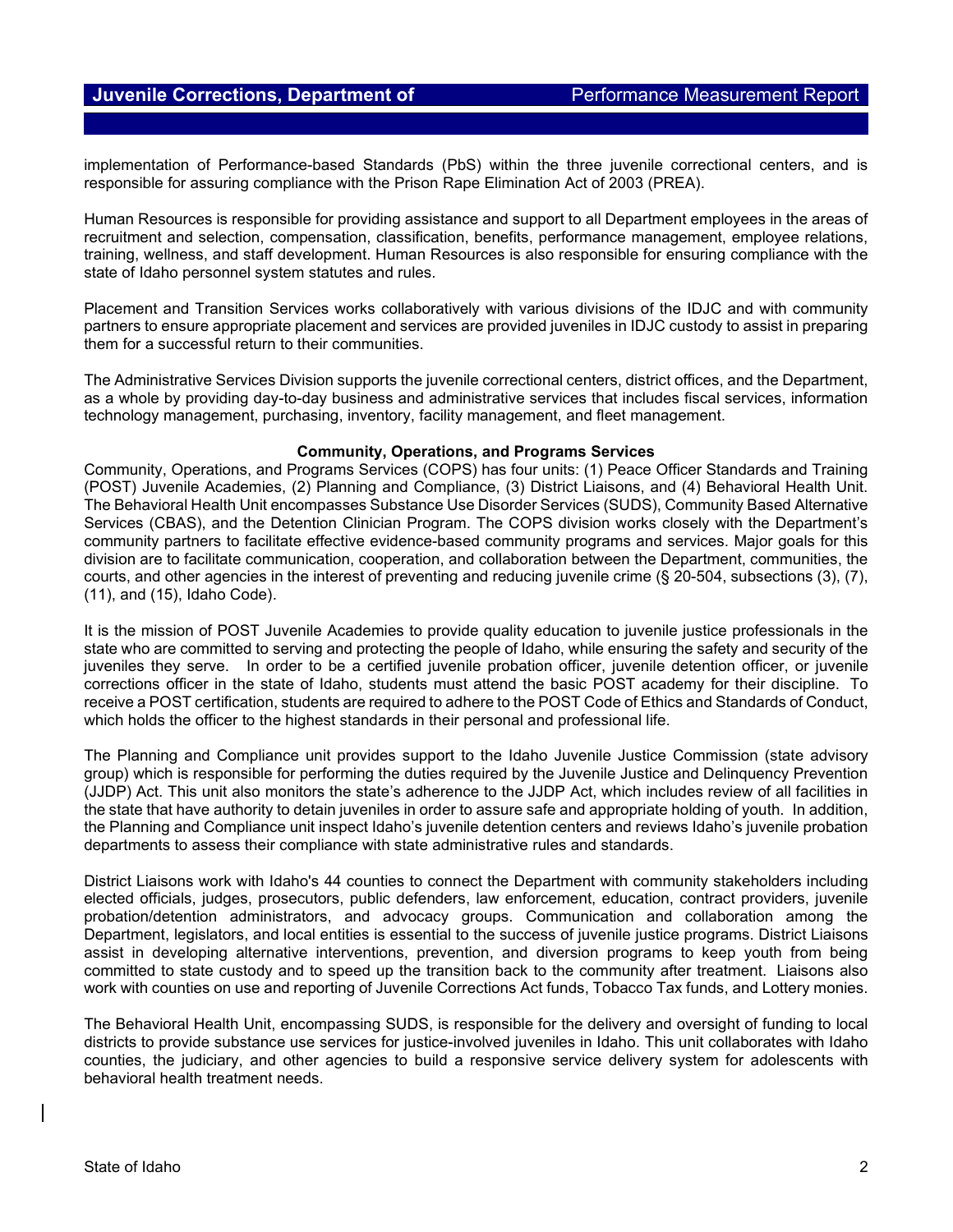implementation of Performance-based Standards (PbS) within the three juvenile correctional centers, and is responsible for assuring compliance with the Prison Rape Elimination Act of 2003 (PREA).

Human Resources is responsible for providing assistance and support to all Department employees in the areas of recruitment and selection, compensation, classification, benefits, performance management, employee relations, training, wellness, and staff development. Human Resources is also responsible for ensuring compliance with the state of Idaho personnel system statutes and rules.

Placement and Transition Services works collaboratively with various divisions of the IDJC and with community partners to ensure appropriate placement and services are provided juveniles in IDJC custody to assist in preparing them for a successful return to their communities.

The Administrative Services Division supports the juvenile correctional centers, district offices, and the Department, as a whole by providing day-to-day business and administrative services that includes fiscal services, information technology management, purchasing, inventory, facility management, and fleet management.

**Community, Operations, and Programs Services**

Community, Operations, and Programs Services (COPS) has four units: (1) Peace Officer Standards and Training (POST) Juvenile Academies, (2) Planning and Compliance, (3) District Liaisons, and (4) Behavioral Health Unit. The Behavioral Health Unit encompasses Substance Use Disorder Services (SUDS), Community Based Alternative Services (CBAS), and the Detention Clinician Program. The COPS division works closely with the Department's community partners to facilitate effective evidence-based community programs and services. Major goals for this division are to facilitate communication, cooperation, and collaboration between the Department, communities, the courts, and other agencies in the interest of preventing and reducing juvenile crime (§ 20-504, subsections (3), (7), (11), and (15), Idaho Code).

It is the mission of POST Juvenile Academies to provide quality education to juvenile justice professionals in the state who are committed to serving and protecting the people of Idaho, while ensuring the safety and security of the juveniles they serve. In order to be a certified juvenile probation officer, juvenile detention officer, or juvenile corrections officer in the state of Idaho, students must attend the basic POST academy for their discipline. To receive a POST certification, students are required to adhere to the POST Code of Ethics and Standards of Conduct, which holds the officer to the highest standards in their personal and professional life.

The Planning and Compliance unit provides support to the Idaho Juvenile Justice Commission (state advisory group) which is responsible for performing the duties required by the Juvenile Justice and Delinquency Prevention (JJDP) Act. This unit also monitors the state's adherence to the JJDP Act, which includes review of all facilities in the state that have authority to detain juveniles in order to assure safe and appropriate holding of youth. In addition, the Planning and Compliance unit inspect Idaho's juvenile detention centers and reviews Idaho's juvenile probation departments to assess their compliance with state administrative rules and standards.

District Liaisons work with Idaho's 44 counties to connect the Department with community stakeholders including elected officials, judges, prosecutors, public defenders, law enforcement, education, contract providers, juvenile probation/detention administrators, and advocacy groups. Communication and collaboration among the Department, legislators, and local entities is essential to the success of juvenile justice programs. District Liaisons assist in developing alternative interventions, prevention, and diversion programs to keep youth from being committed to state custody and to speed up the transition back to the community after treatment. Liaisons also work with counties on use and reporting of Juvenile Corrections Act funds, Tobacco Tax funds, and Lottery monies.

The Behavioral Health Unit, encompassing SUDS, is responsible for the delivery and oversight of funding to local districts to provide substance use services for justice-involved juveniles in Idaho. This unit collaborates with Idaho counties, the judiciary, and other agencies to build a responsive service delivery system for adolescents with behavioral health treatment needs.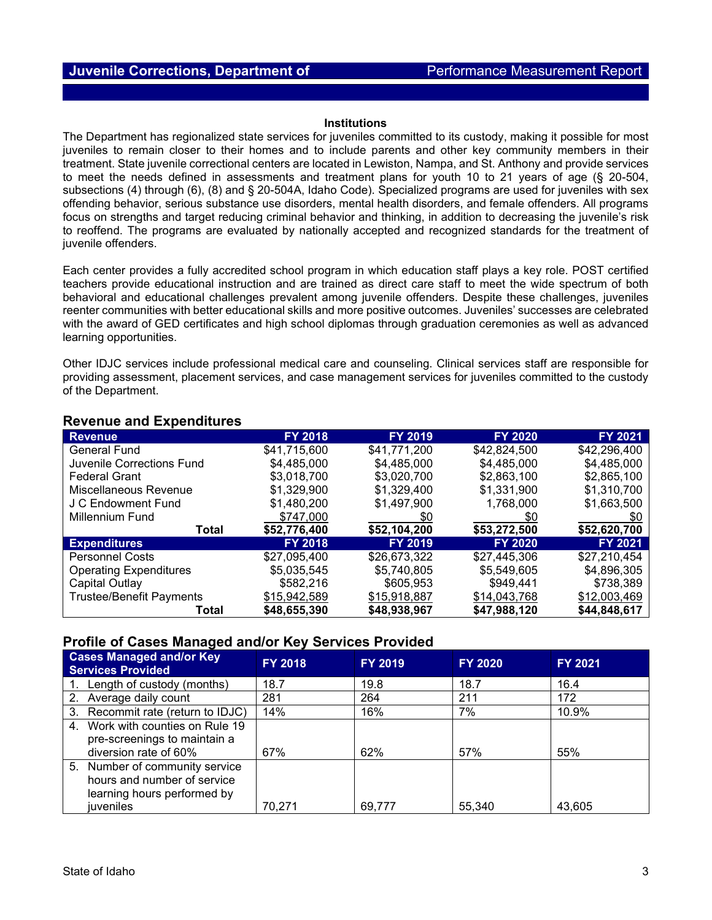### Institutions

The Department has regionalized state services for juveniles committed to its custody, making it possible for most juveniles to remain closer to their homes and to include parents and other key community members in their treatment. State juvenile correctional centers are located in Lewiston, Nampa, and St. Anthony and provide services to meet the needs defined in assessments and treatment plans for youth 10 to 21 years of age (§ 20-504, subsections (4) through (6), (8) and § 20-504A, Idaho Code). Specialized programs are used for juveniles with sex offending behavior, serious substance use disorders, mental health disorders, and female offenders. All programs focus on strengths and target reducing criminal behavior and thinking, in addition to decreasing the juvenile's risk to reoffend. The programs are evaluated by nationally accepted and recognized standards for the treatment of juvenile offenders.

Each center provides a fully accredited school program in which education staff plays a key role. POST certified teachers provide educational instruction and are trained as direct care staff to meet the wide spectrum of both behavioral and educational challenges prevalent among juvenile offenders. Despite these challenges, juveniles reenter communities with better educational skills and more positive outcomes. Juveniles' successes are celebrated with the award of GED certificates and high school diplomas through graduation ceremonies as well as advanced learning opportunities.

Other IDJC services include professional medical care and counseling. Clinical services staff are responsible for providing assessment, placement services, and case management services for juveniles committed to the custody of the Department.

## Revenue and Expenditures

| Revenue | FY 2018 | FY 2019 | FY 2020 | FY 2021 |
|---|---|---|---|---|
| General Fund | $41,715,600 | $41,771,200 | $42,824,500 | $42,296,400 |
| Juvenile Corrections Fund | $4,485,000 | $4,485,000 | $4,485,000 | $4,485,000 |
| Federal Grant | $3,018,700 | $3,020,700 | $2,863,100 | $2,865,100 |
| Miscellaneous Revenue | $1,329,900 | $1,329,400 | $1,331,900 | $1,310,700 |
| J C Endowment Fund | $1,480,200 | $1,497,900 | 1,768,000 | $1,663,500 |
| Millennium Fund | $747,000 | $0 | $0 | $0 |
| **Total** | **$52,776,400** | **$52,104,200** | **$53,272,500** | **$52,620,700** |
| **Expenditures** | **FY 2018** | **FY 2019** | **FY 2020** | **FY 2021** |
| Personnel Costs | $27,095,400 | $26,673,322 | $27,445,306 | $27,210,454 |
| Operating Expenditures | $5,035,545 | $5,740,805 | $5,549,605 | $4,896,305 |
| Capital Outlay | $582,216 | $605,953 | $949,441 | $738,389 |
| Trustee/Benefit Payments | $15,942,589 | $15,918,887 | $14,043,768 | $12,003,469 |
| **Total** | **$48,655,390** | **$48,938,967** | **$47,988,120** | **$44,848,617** |

## Profile of Cases Managed and/or Key Services Provided

| Cases Managed and/or Key Services Provided | FY 2018 | FY 2019 | FY 2020 | FY 2021 |
|---|---|---|---|---|
| 1. Length of custody (months) | 18.7 | 19.8 | 18.7 | 16.4 |
| 2. Average daily count | 281 | 264 | 211 | 172 |
| 3. Recommit rate (return to IDJC) | 14% | 16% | 7% | 10.9% |
| 4. Work with counties on Rule 19 pre-screenings to maintain a diversion rate of 60% | 67% | 62% | 57% | 55% |
| 5. Number of community service hours and number of service learning hours performed by juveniles | 70,271 | 69,777 | 55,340 | 43,605 |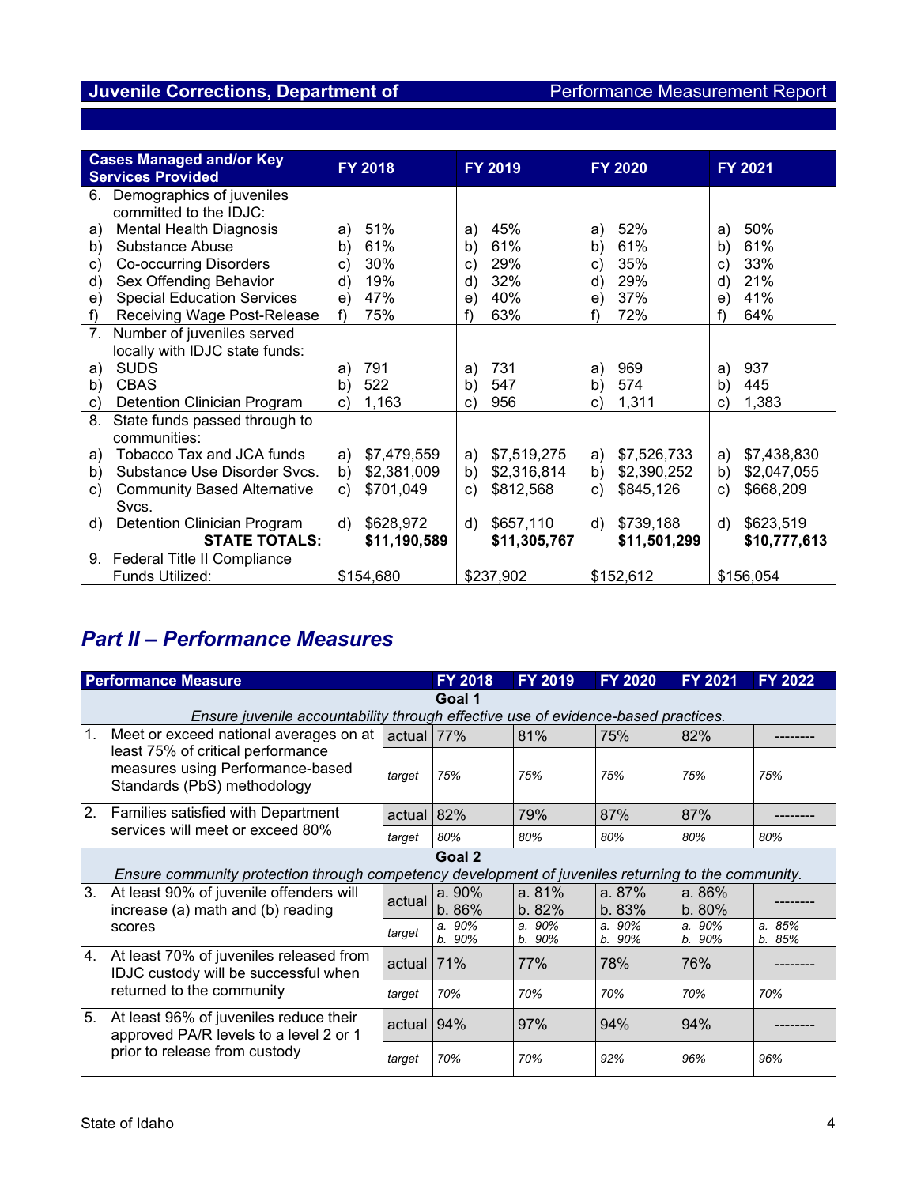| Cases Managed and/or Key Services Provided | FY 2018 | FY 2019 | FY 2020 | FY 2021 |
|---|---|---|---|---|
| 6. Demographics of juveniles committed to the IDJC: | | | | |
| a) Mental Health Diagnosis | a) 51% | a) 45% | a) 52% | a) 50% |
| b) Substance Abuse | b) 61% | b) 61% | b) 61% | b) 61% |
| c) Co-occurring Disorders | c) 30% | c) 29% | c) 35% | c) 33% |
| d) Sex Offending Behavior | d) 19% | d) 32% | d) 29% | d) 21% |
| e) Special Education Services | e) 47% | e) 40% | e) 37% | e) 41% |
| f) Receiving Wage Post-Release | f) 75% | f) 63% | f) 72% | f) 64% |
| 7. Number of juveniles served locally with IDJC state funds: | | | | |
| a) SUDS | a) 791 | a) 731 | a) 969 | a) 937 |
| b) CBAS | b) 522 | b) 547 | b) 574 | b) 445 |
| c) Detention Clinician Program | c) 1,163 | c) 956 | c) 1,311 | c) 1,383 |
| 8. State funds passed through to communities: | | | | |
| a) Tobacco Tax and JCA funds | a) $7,479,559 | a) $7,519,275 | a) $7,526,733 | a) $7,438,830 |
| b) Substance Use Disorder Svcs. | b) $2,381,009 | b) $2,316,814 | b) $2,390,252 | b) $2,047,055 |
| c) Community Based Alternative Svcs. | c) $701,049 | c) $812,568 | c) $845,126 | c) $668,209 |
| d) Detention Clinician Program | d) $628,972 | d) $657,110 | d) $739,188 | d) $623,519 |
| **STATE TOTALS:** | **$11,190,589** | **$11,305,767** | **$11,501,299** | **$10,777,613** |
| 9. Federal Title II Compliance Funds Utilized: | $154,680 | $237,902 | $152,612 | $156,054 |

## *Part II – Performance Measures*

| Performance Measure | | FY 2018 | FY 2019 | FY 2020 | FY 2021 | FY 2022 |
|---|---|---|---|---|---|---|
| **Goal 1** *Ensure juvenile accountability through effective use of evidence-based practices.* | | | | | | |
| 1. Meet or exceed national averages on at least 75% of critical performance measures using Performance-based Standards (PbS) methodology | actual | 77% | 81% | 75% | 82% | -------- |
| | *target* | *75%* | *75%* | *75%* | *75%* | *75%* |
| 2. Families satisfied with Department services will meet or exceed 80% | actual | 82% | 79% | 87% | 87% | -------- |
| | *target* | *80%* | *80%* | *80%* | *80%* | *80%* |
| **Goal 2** *Ensure community protection through competency development of juveniles returning to the community.* | | | | | | |
| 3. At least 90% of juvenile offenders will increase (a) math and (b) reading scores | actual | a. 90% b. 86% | a. 81% b. 82% | a. 87% b. 83% | a. 86% b. 80% | -------- |
| | *target* | *a. 90% b. 90%* | *a. 90% b. 90%* | *a. 90% b. 90%* | *a. 90% b. 90%* | *a. 85% b. 85%* |
| 4. At least 70% of juveniles released from IDJC custody will be successful when returned to the community | actual | 71% | 77% | 78% | 76% | -------- |
| | *target* | *70%* | *70%* | *70%* | *70%* | *70%* |
| 5. At least 96% of juveniles reduce their approved PA/R levels to a level 2 or 1 prior to release from custody | actual | 94% | 97% | 94% | 94% | -------- |
| | *target* | *70%* | *70%* | *92%* | *96%* | *96%* |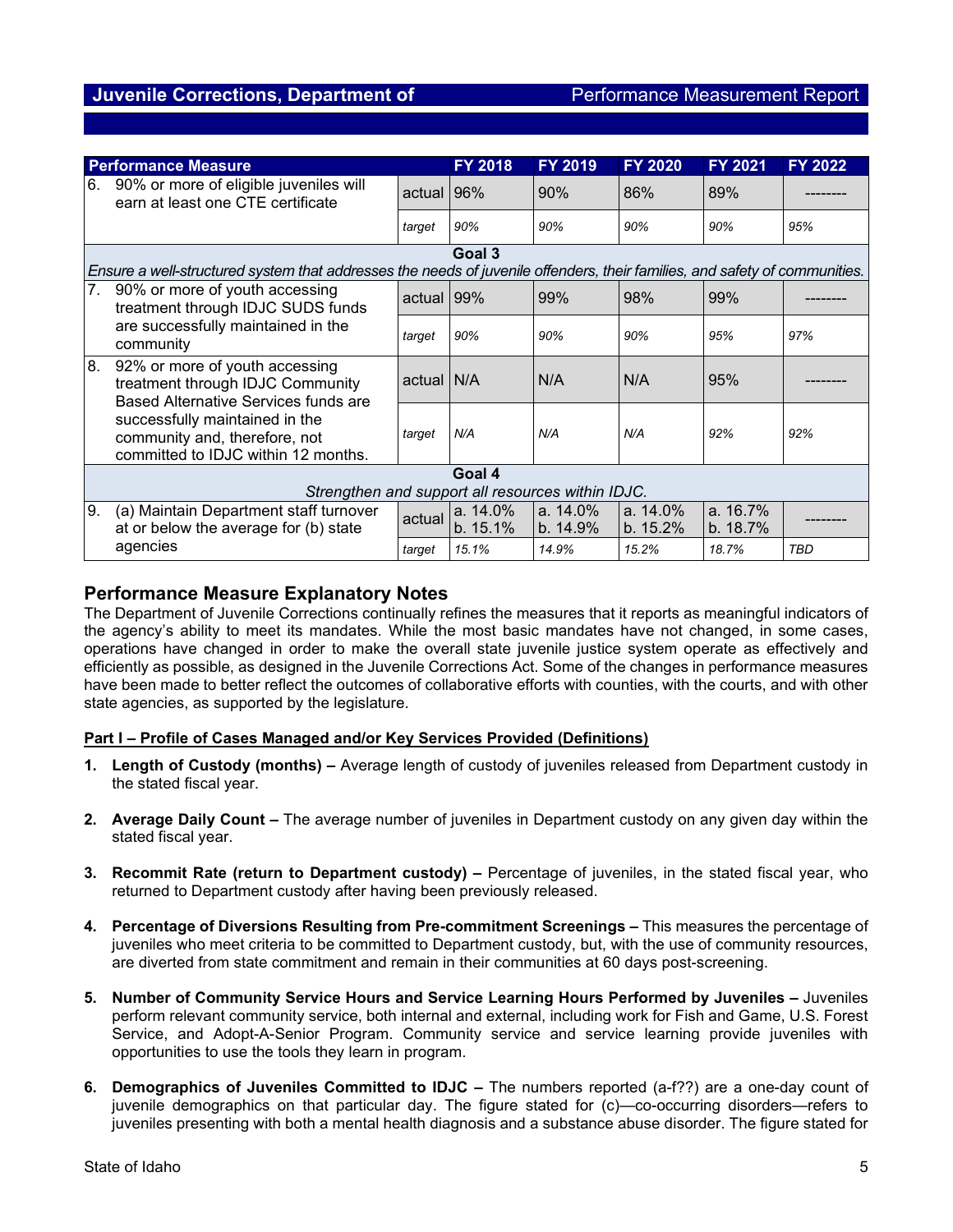| Performance Measure | | | FY 2018 | FY 2019 | FY 2020 | FY 2021 | FY 2022 |
|---|---|---|---|---|---|---|---|
| 6. | 90% or more of eligible juveniles will earn at least one CTE certificate | actual | 96% | 90% | 86% | 89% | -------- |
| | | *target* | *90%* | *90%* | *90%* | *90%* | *95%* |
| **Goal 3**<br>*Ensure a well-structured system that addresses the needs of juvenile offenders, their families, and safety of communities.* | | | | | | | |
| 7. | 90% or more of youth accessing treatment through IDJC SUDS funds are successfully maintained in the community | actual | 99% | 99% | 98% | 99% | -------- |
| | | *target* | *90%* | *90%* | *90%* | *95%* | *97%* |
| 8. | 92% or more of youth accessing treatment through IDJC Community Based Alternative Services funds are successfully maintained in the community and, therefore, not committed to IDJC within 12 months. | actual | N/A | N/A | N/A | 95% | -------- |
| | | *target* | *N/A* | *N/A* | *N/A* | *92%* | *92%* |
| **Goal 4**<br>*Strengthen and support all resources within IDJC.* | | | | | | | |
| 9. | (a) Maintain Department staff turnover at or below the average for (b) state agencies | actual | a. 14.0%<br>b. 15.1% | a. 14.0%<br>b. 14.9% | a. 14.0%<br>b. 15.2% | a. 16.7%<br>b. 18.7% | -------- |
| | | *target* | *15.1%* | *14.9%* | *15.2%* | *18.7%* | *TBD* |

## Performance Measure Explanatory Notes

The Department of Juvenile Corrections continually refines the measures that it reports as meaningful indicators of the agency's ability to meet its mandates. While the most basic mandates have not changed, in some cases, operations have changed in order to make the overall state juvenile justice system operate as effectively and efficiently as possible, as designed in the Juvenile Corrections Act. Some of the changes in performance measures have been made to better reflect the outcomes of collaborative efforts with counties, with the courts, and with other state agencies, as supported by the legislature.

**Part I – Profile of Cases Managed and/or Key Services Provided (Definitions)**

1. **Length of Custody (months) –** Average length of custody of juveniles released from Department custody in the stated fiscal year.

2. **Average Daily Count –** The average number of juveniles in Department custody on any given day within the stated fiscal year.

3. **Recommit Rate (return to Department custody) –** Percentage of juveniles, in the stated fiscal year, who returned to Department custody after having been previously released.

4. **Percentage of Diversions Resulting from Pre-commitment Screenings –** This measures the percentage of juveniles who meet criteria to be committed to Department custody, but, with the use of community resources, are diverted from state commitment and remain in their communities at 60 days post-screening.

5. **Number of Community Service Hours and Service Learning Hours Performed by Juveniles –** Juveniles perform relevant community service, both internal and external, including work for Fish and Game, U.S. Forest Service, and Adopt-A-Senior Program. Community service and service learning provide juveniles with opportunities to use the tools they learn in program.

6. **Demographics of Juveniles Committed to IDJC –** The numbers reported (a-f??) are a one-day count of juvenile demographics on that particular day. The figure stated for (c)—co-occurring disorders—refers to juveniles presenting with both a mental health diagnosis and a substance abuse disorder. The figure stated for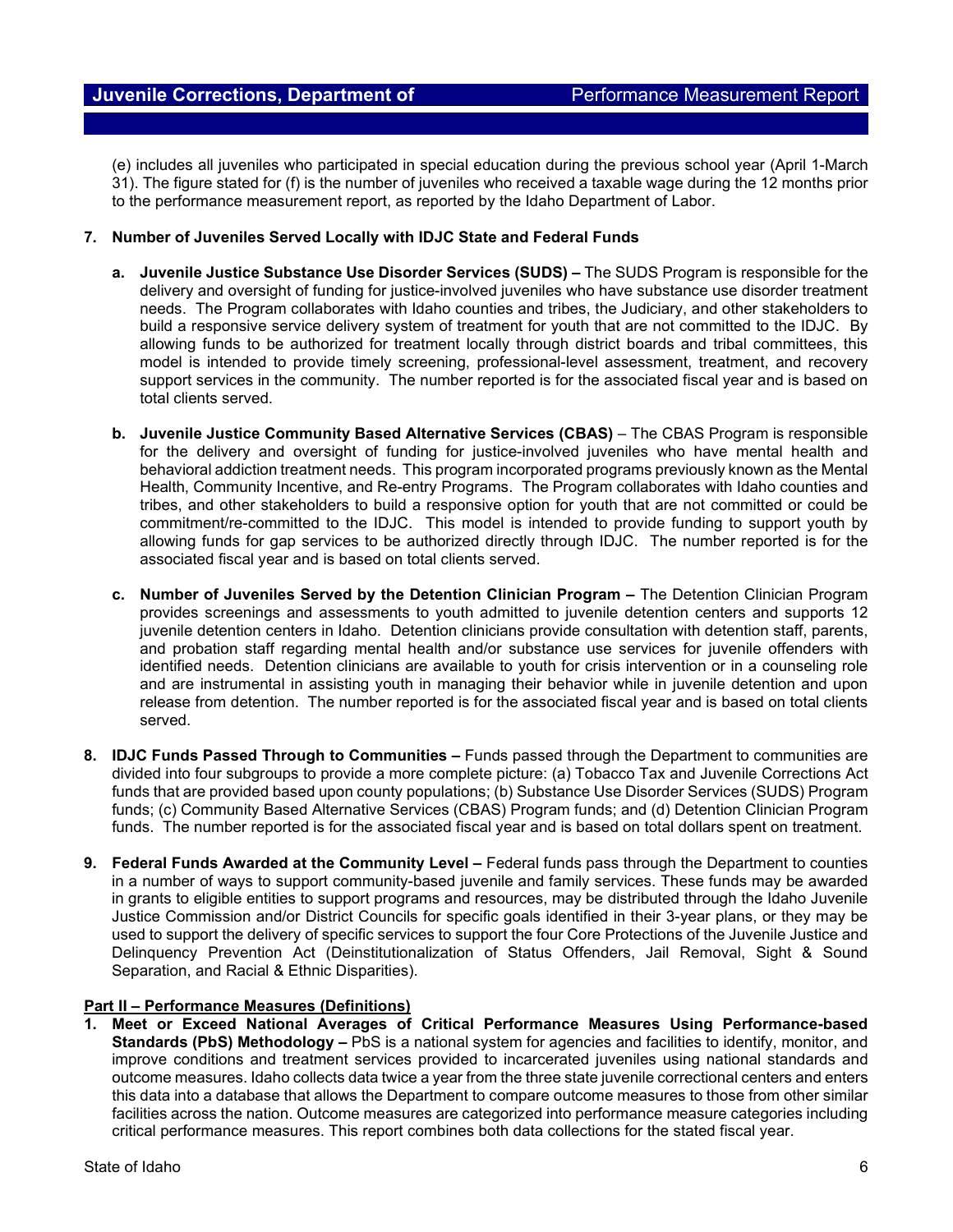(e) includes all juveniles who participated in special education during the previous school year (April 1-March 31). The figure stated for (f) is the number of juveniles who received a taxable wage during the 12 months prior to the performance measurement report, as reported by the Idaho Department of Labor.

7. **Number of Juveniles Served Locally with IDJC State and Federal Funds**

   a. **Juvenile Justice Substance Use Disorder Services (SUDS) –** The SUDS Program is responsible for the delivery and oversight of funding for justice-involved juveniles who have substance use disorder treatment needs. The Program collaborates with Idaho counties and tribes, the Judiciary, and other stakeholders to build a responsive service delivery system of treatment for youth that are not committed to the IDJC. By allowing funds to be authorized for treatment locally through district boards and tribal committees, this model is intended to provide timely screening, professional-level assessment, treatment, and recovery support services in the community. The number reported is for the associated fiscal year and is based on total clients served.

   b. **Juvenile Justice Community Based Alternative Services (CBAS)** – The CBAS Program is responsible for the delivery and oversight of funding for justice-involved juveniles who have mental health and behavioral addiction treatment needs. This program incorporated programs previously known as the Mental Health, Community Incentive, and Re-entry Programs. The Program collaborates with Idaho counties and tribes, and other stakeholders to build a responsive option for youth that are not committed or could be commitment/re-committed to the IDJC. This model is intended to provide funding to support youth by allowing funds for gap services to be authorized directly through IDJC. The number reported is for the associated fiscal year and is based on total clients served.

   c. **Number of Juveniles Served by the Detention Clinician Program –** The Detention Clinician Program provides screenings and assessments to youth admitted to juvenile detention centers and supports 12 juvenile detention centers in Idaho. Detention clinicians provide consultation with detention staff, parents, and probation staff regarding mental health and/or substance use services for juvenile offenders with identified needs. Detention clinicians are available to youth for crisis intervention or in a counseling role and are instrumental in assisting youth in managing their behavior while in juvenile detention and upon release from detention. The number reported is for the associated fiscal year and is based on total clients served.

8. **IDJC Funds Passed Through to Communities –** Funds passed through the Department to communities are divided into four subgroups to provide a more complete picture: (a) Tobacco Tax and Juvenile Corrections Act funds that are provided based upon county populations; (b) Substance Use Disorder Services (SUDS) Program funds; (c) Community Based Alternative Services (CBAS) Program funds; and (d) Detention Clinician Program funds. The number reported is for the associated fiscal year and is based on total dollars spent on treatment.

9. **Federal Funds Awarded at the Community Level –** Federal funds pass through the Department to counties in a number of ways to support community-based juvenile and family services. These funds may be awarded in grants to eligible entities to support programs and resources, may be distributed through the Idaho Juvenile Justice Commission and/or District Councils for specific goals identified in their 3-year plans, or they may be used to support the delivery of specific services to support the four Core Protections of the Juvenile Justice and Delinquency Prevention Act (Deinstitutionalization of Status Offenders, Jail Removal, Sight & Sound Separation, and Racial & Ethnic Disparities).

## Part II – Performance Measures (Definitions)

1. **Meet or Exceed National Averages of Critical Performance Measures Using Performance-based Standards (PbS) Methodology –** PbS is a national system for agencies and facilities to identify, monitor, and improve conditions and treatment services provided to incarcerated juveniles using national standards and outcome measures. Idaho collects data twice a year from the three state juvenile correctional centers and enters this data into a database that allows the Department to compare outcome measures to those from other similar facilities across the nation. Outcome measures are categorized into performance measure categories including critical performance measures. This report combines both data collections for the stated fiscal year.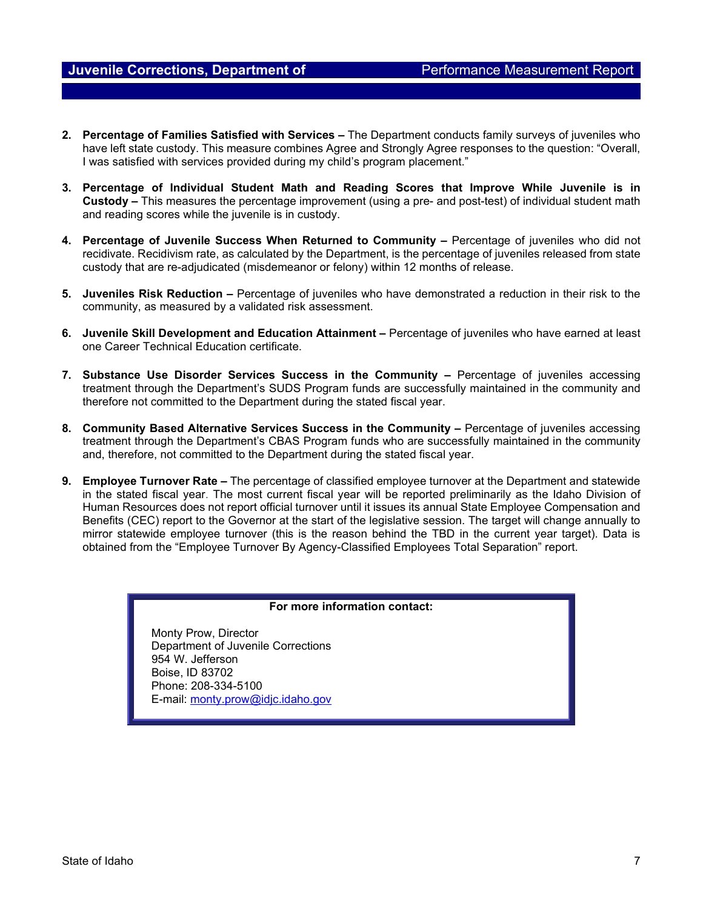2. **Percentage of Families Satisfied with Services –** The Department conducts family surveys of juveniles who have left state custody. This measure combines Agree and Strongly Agree responses to the question: "Overall, I was satisfied with services provided during my child's program placement."

3. **Percentage of Individual Student Math and Reading Scores that Improve While Juvenile is in Custody –** This measures the percentage improvement (using a pre- and post-test) of individual student math and reading scores while the juvenile is in custody.

4. **Percentage of Juvenile Success When Returned to Community –** Percentage of juveniles who did not recidivate. Recidivism rate, as calculated by the Department, is the percentage of juveniles released from state custody that are re-adjudicated (misdemeanor or felony) within 12 months of release.

5. **Juveniles Risk Reduction –** Percentage of juveniles who have demonstrated a reduction in their risk to the community, as measured by a validated risk assessment.

6. **Juvenile Skill Development and Education Attainment –** Percentage of juveniles who have earned at least one Career Technical Education certificate.

7. **Substance Use Disorder Services Success in the Community –** Percentage of juveniles accessing treatment through the Department's SUDS Program funds are successfully maintained in the community and therefore not committed to the Department during the stated fiscal year.

8. **Community Based Alternative Services Success in the Community –** Percentage of juveniles accessing treatment through the Department's CBAS Program funds who are successfully maintained in the community and, therefore, not committed to the Department during the stated fiscal year.

9. **Employee Turnover Rate –** The percentage of classified employee turnover at the Department and statewide in the stated fiscal year. The most current fiscal year will be reported preliminarily as the Idaho Division of Human Resources does not report official turnover until it issues its annual State Employee Compensation and Benefits (CEC) report to the Governor at the start of the legislative session. The target will change annually to mirror statewide employee turnover (this is the reason behind the TBD in the current year target). Data is obtained from the "Employee Turnover By Agency-Classified Employees Total Separation" report.

**For more information contact:**

Monty Prow, Director
Department of Juvenile Corrections
954 W. Jefferson
Boise, ID 83702
Phone: 208-334-5100
E-mail: monty.prow@idjc.idaho.gov